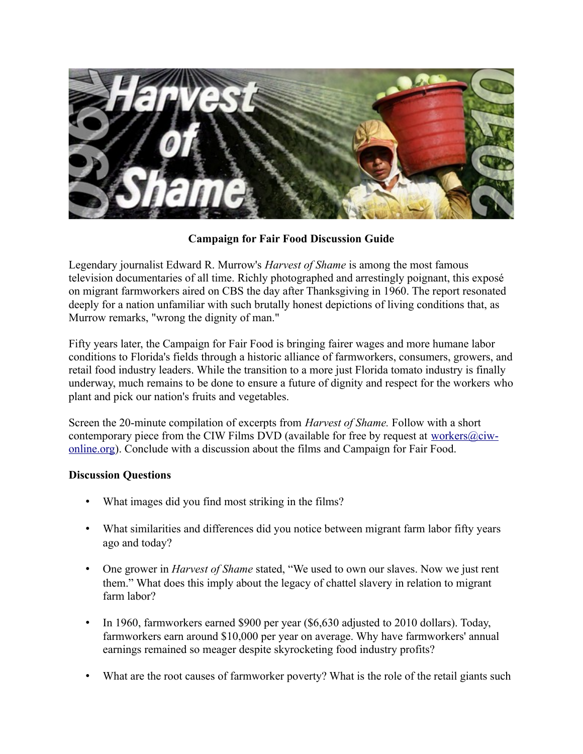**Campaign for Fair Food Discussion Guide**

Legendary journalist Edward R. Murrow's *Harvest of Shame* is among the most famous television documentaries of all time. Richly photographed and arrestingly poignant, this exposé on migrant farmworkers aired on CBS the day after Thanksgiving in 1960. The report resonated deeply for a nation unfamiliar with such brutally honest depictions of living conditions that, as Murrow remarks, "wrong the dignity of man."

Fifty years later, the Campaign for Fair Food is bringing fairer wages and more humane labor conditions to Florida's fields through a historic alliance of farmworkers, consumers, growers, and retail food industry leaders. While the transition to a more just Florida tomato industry is finally underway, much remains to be done to ensure a future of dignity and respect for the workers who plant and pick our nation's fruits and vegetables.

Screen the 20-minute compilation of excerpts from *Harvest of Shame.* Follow with a short contemporary piece from the CIW Films DVD (available for free by request at [workers@ciw-online.org](mailto:workers@ciw-online.org)). Conclude with a discussion about the films and Campaign for Fair Food.

**Discussion Questions**

- What images did you find most striking in the films?
- What similarities and differences did you notice between migrant farm labor fifty years ago and today?
- One grower in *Harvest of Shame* stated, "We used to own our slaves. Now we just rent them." What does this imply about the legacy of chattel slavery in relation to migrant farm labor?
- In 1960, farmworkers earned $900 per year ($6,630 adjusted to 2010 dollars). Today, farmworkers earn around $10,000 per year on average. Why have farmworkers' annual earnings remained so meager despite skyrocketing food industry profits?
- What are the root causes of farmworker poverty? What is the role of the retail giants such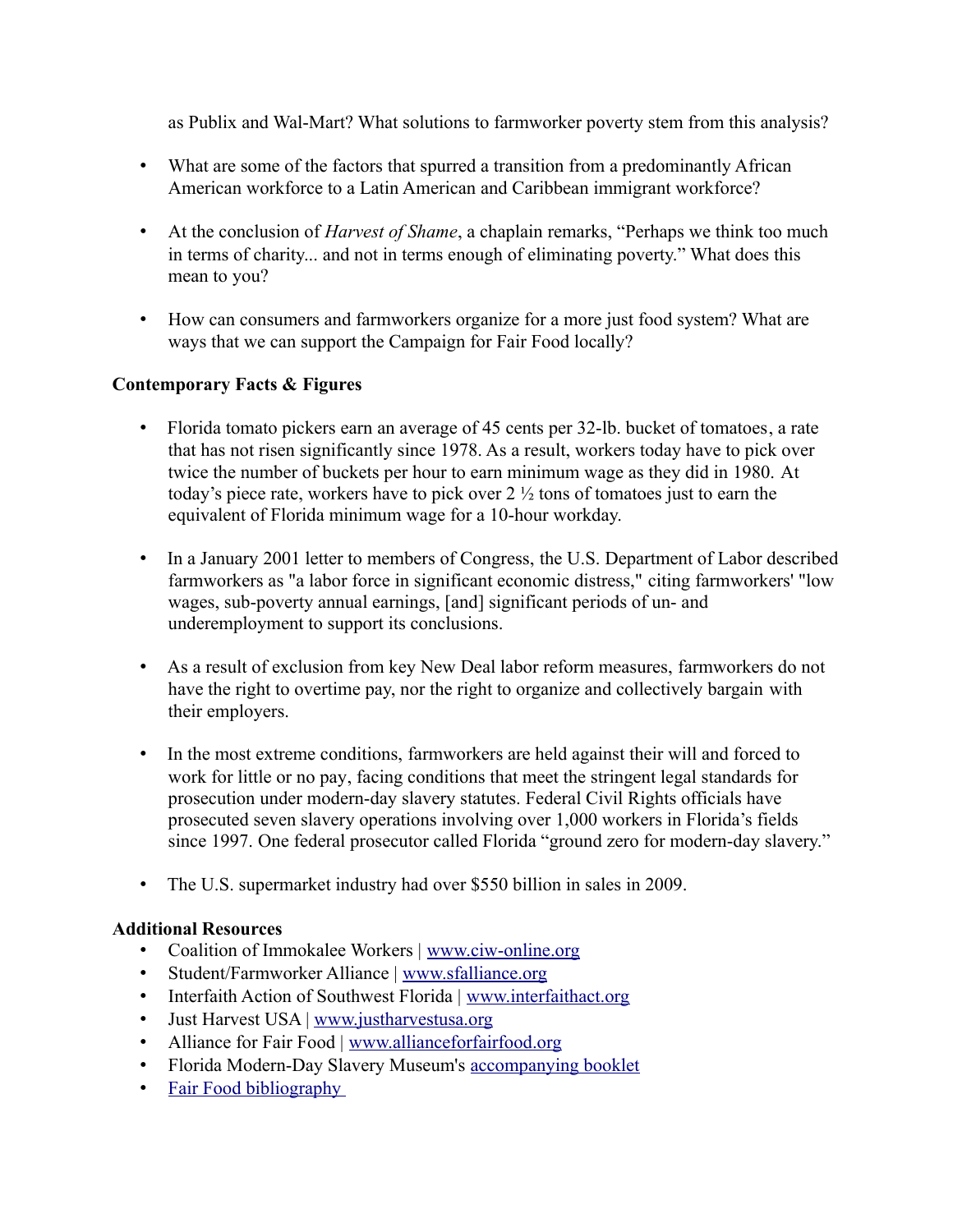as Publix and Wal-Mart? What solutions to farmworker poverty stem from this analysis?

- What are some of the factors that spurred a transition from a predominantly African American workforce to a Latin American and Caribbean immigrant workforce?

- At the conclusion of *Harvest of Shame*, a chaplain remarks, "Perhaps we think too much in terms of charity... and not in terms enough of eliminating poverty." What does this mean to you?

- How can consumers and farmworkers organize for a more just food system? What are ways that we can support the Campaign for Fair Food locally?

**Contemporary Facts & Figures**

- Florida tomato pickers earn an average of 45 cents per 32-lb. bucket of tomatoes, a rate that has not risen significantly since 1978. As a result, workers today have to pick over twice the number of buckets per hour to earn minimum wage as they did in 1980. At today's piece rate, workers have to pick over 2 ½ tons of tomatoes just to earn the equivalent of Florida minimum wage for a 10-hour workday.

- In a January 2001 letter to members of Congress, the U.S. Department of Labor described farmworkers as "a labor force in significant economic distress," citing farmworkers' "low wages, sub-poverty annual earnings, [and] significant periods of un- and underemployment to support its conclusions.

- As a result of exclusion from key New Deal labor reform measures, farmworkers do not have the right to overtime pay, nor the right to organize and collectively bargain with their employers.

- In the most extreme conditions, farmworkers are held against their will and forced to work for little or no pay, facing conditions that meet the stringent legal standards for prosecution under modern-day slavery statutes. Federal Civil Rights officials have prosecuted seven slavery operations involving over 1,000 workers in Florida's fields since 1997. One federal prosecutor called Florida "ground zero for modern-day slavery."

- The U.S. supermarket industry had over $550 billion in sales in 2009.

**Additional Resources**

- Coalition of Immokalee Workers | www.ciw-online.org
- Student/Farmworker Alliance | www.sfalliance.org
- Interfaith Action of Southwest Florida | www.interfaithact.org
- Just Harvest USA | www.justharvestusa.org
- Alliance for Fair Food | www.allianceforfairfood.org
- Florida Modern-Day Slavery Museum's accompanying booklet
- Fair Food bibliography